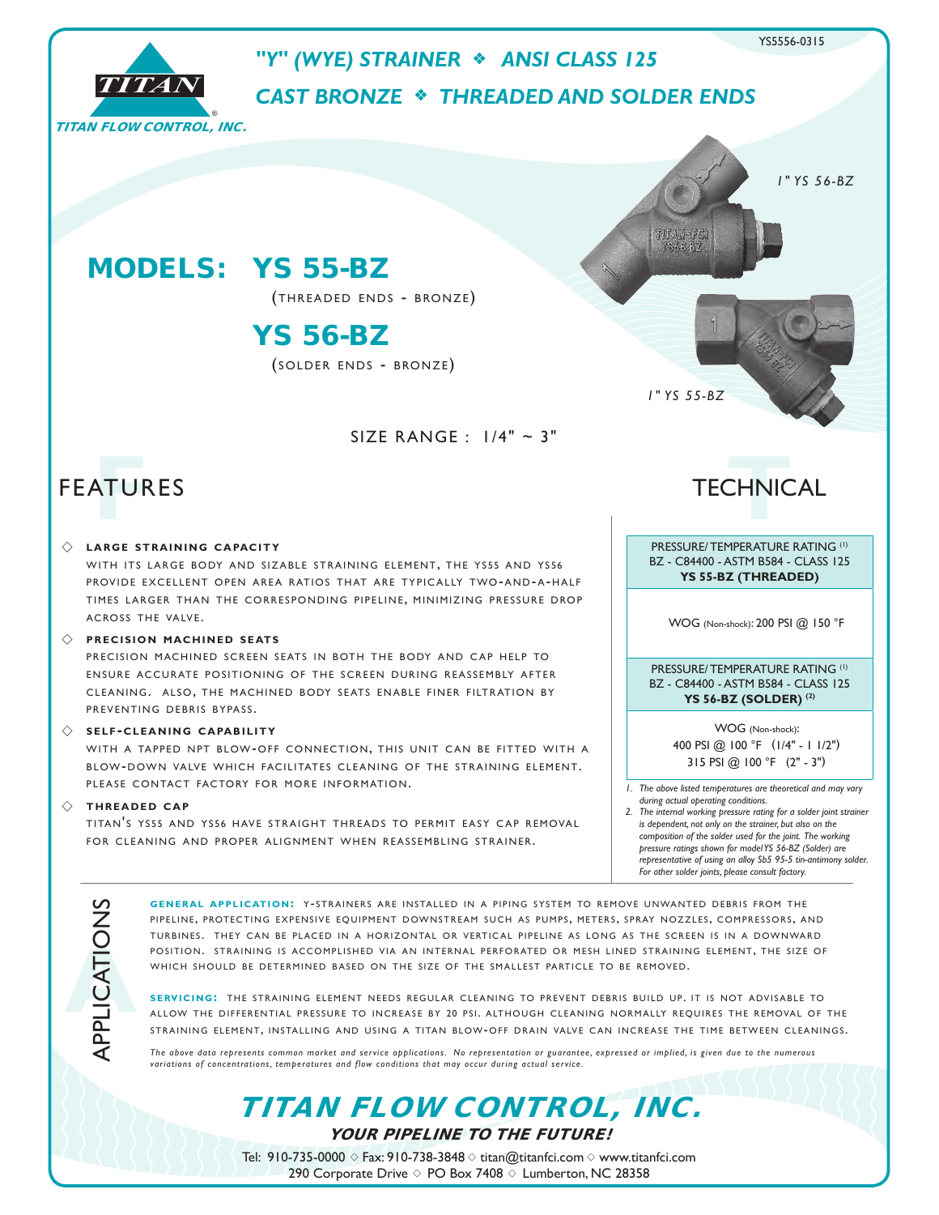YS5556-0315

**TITAN FLOW CONTROL, INC.**

# "Y" (WYE) STRAINER ❖ ANSI CLASS 125
# CAST BRONZE ❖ THREADED AND SOLDER ENDS

1" YS 56-BZ

1" YS 55-BZ

## MODELS: YS 55-BZ

(THREADED ENDS - BRONZE)

## YS 56-BZ

(SOLDER ENDS - BRONZE)

SIZE RANGE : 1/4" ~ 3"

## FEATURES

◇ **LARGE STRAINING CAPACITY**

WITH ITS LARGE BODY AND SIZABLE STRAINING ELEMENT, THE YS55 AND YS56 PROVIDE EXCELLENT OPEN AREA RATIOS THAT ARE TYPICALLY TWO-AND-A-HALF TIMES LARGER THAN THE CORRESPONDING PIPELINE, MINIMIZING PRESSURE DROP ACROSS THE VALVE.

◇ **PRECISION MACHINED SEATS**

PRECISION MACHINED SCREEN SEATS IN BOTH THE BODY AND CAP HELP TO ENSURE ACCURATE POSITIONING OF THE SCREEN DURING REASSEMBLY AFTER CLEANING. ALSO, THE MACHINED BODY SEATS ENABLE FINER FILTRATION BY PREVENTING DEBRIS BYPASS.

◇ **SELF-CLEANING CAPABILITY**

WITH A TAPPED NPT BLOW-OFF CONNECTION, THIS UNIT CAN BE FITTED WITH A BLOW-DOWN VALVE WHICH FACILITATES CLEANING OF THE STRAINING ELEMENT. PLEASE CONTACT FACTORY FOR MORE INFORMATION.

◇ **THREADED CAP**

TITAN'S YS55 AND YS56 HAVE STRAIGHT THREADS TO PERMIT EASY CAP REMOVAL FOR CLEANING AND PROPER ALIGNMENT WHEN REASSEMBLING STRAINER.

## TECHNICAL

| PRESSURE/ TEMPERATURE RATING [1]<br>BZ - C84400 - ASTM B584 - CLASS 125<br>**YS 55-BZ (THREADED)** |
|---|
| WOG (Non-shock): 200 PSI @ 150 °F |

| PRESSURE/ TEMPERATURE RATING [1]<br>BZ - C84400 - ASTM B584 - CLASS 125<br>**YS 56-BZ (SOLDER) [2]** |
|---|
| WOG (Non-shock):<br>400 PSI @ 100 °F (1/4" - 1 1/2")<br>315 PSI @ 100 °F (2" - 3") |

*1. The above listed temperatures are theoretical and may vary during actual operating conditions.*

*2. The internal working pressure rating for a solder joint strainer is dependent, not only on the strainer, but also on the composition of the solder used for the joint. The working pressure ratings shown for model YS 56-BZ (Solder) are representative of using an alloy Sb5 95-5 tin-antimony solder. For other solder joints, please consult factory.*

## APPLICATIONS

**GENERAL APPLICATION:** Y-STRAINERS ARE INSTALLED IN A PIPING SYSTEM TO REMOVE UNWANTED DEBRIS FROM THE PIPELINE, PROTECTING EXPENSIVE EQUIPMENT DOWNSTREAM SUCH AS PUMPS, METERS, SPRAY NOZZLES, COMPRESSORS, AND TURBINES. THEY CAN BE PLACED IN A HORIZONTAL OR VERTICAL PIPELINE AS LONG AS THE SCREEN IS IN A DOWNWARD POSITION. STRAINING IS ACCOMPLISHED VIA AN INTERNAL PERFORATED OR MESH LINED STRAINING ELEMENT, THE SIZE OF WHICH SHOULD BE DETERMINED BASED ON THE SIZE OF THE SMALLEST PARTICLE TO BE REMOVED.

**SERVICING:** THE STRAINING ELEMENT NEEDS REGULAR CLEANING TO PREVENT DEBRIS BUILD UP. IT IS NOT ADVISABLE TO ALLOW THE DIFFERENTIAL PRESSURE TO INCREASE BY 20 PSI. ALTHOUGH CLEANING NORMALLY REQUIRES THE REMOVAL OF THE STRAINING ELEMENT, INSTALLING AND USING A TITAN BLOW-OFF DRAIN VALVE CAN INCREASE THE TIME BETWEEN CLEANINGS.

*The above data represents common market and service applications. No representation or guarantee, expressed or implied, is given due to the numerous variations of concentrations, temperatures and flow conditions that may occur during actual service.*

## TITAN FLOW CONTROL, INC.

***YOUR PIPELINE TO THE FUTURE!***

Tel: 910-735-0000 ◇ Fax: 910-738-3848 ◇ titan@titanfci.com ◇ www.titanfci.com
290 Corporate Drive ◇ PO Box 7408 ◇ Lumberton, NC 28358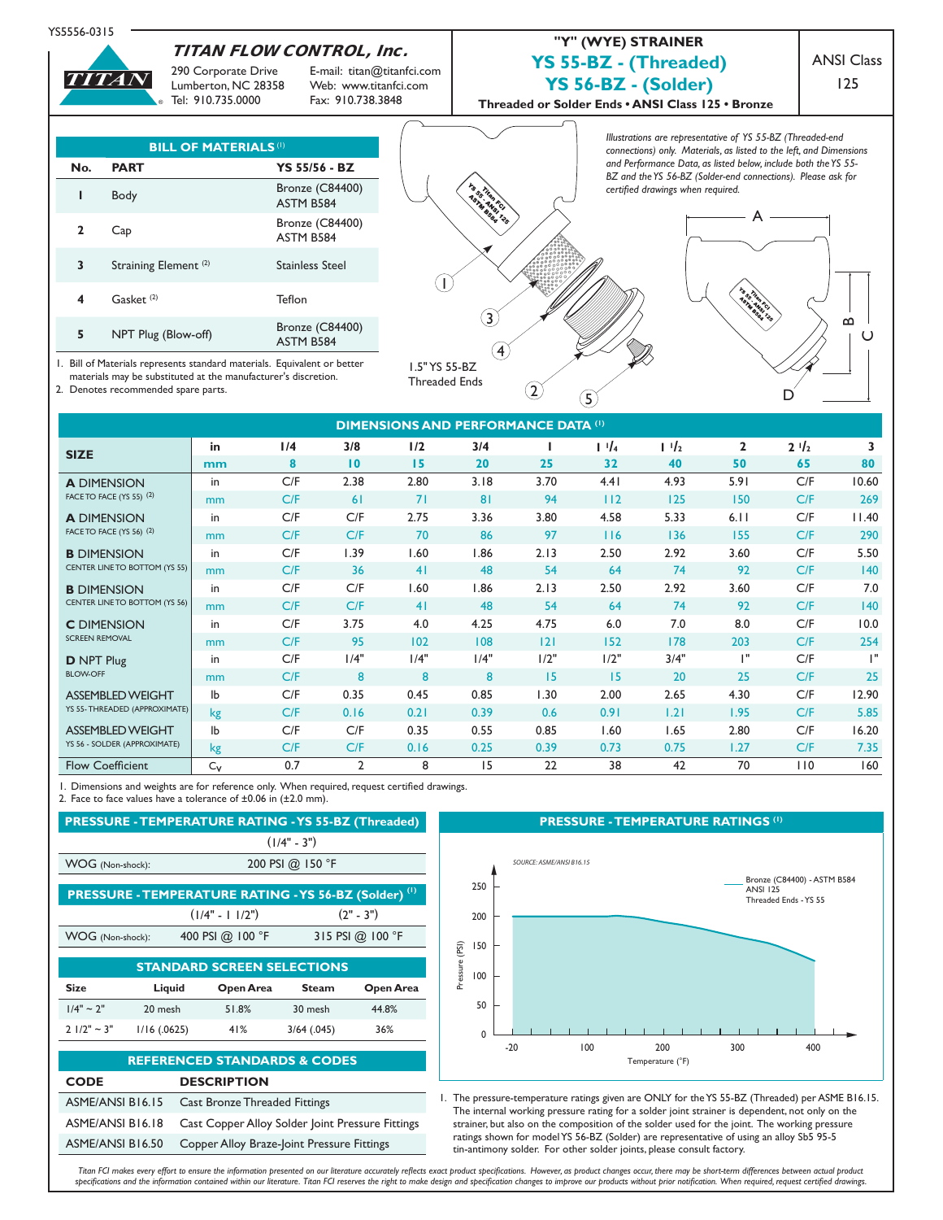YS5556-0315

# TITAN FLOW CONTROL, Inc.

290 Corporate Drive
Lumberton, NC 28358
Tel: 910.735.0000

E-mail: titan@titanfci.com
Web: www.titanfci.com
Fax: 910.738.3848

## "Y" (WYE) STRAINER
## YS 55-BZ - (Threaded)
## YS 56-BZ - (Solder)

**Threaded or Solder Ends • ANSI Class 125 • Bronze**

ANSI Class 125

### BILL OF MATERIALS (1)

| No. | PART | YS 55/56 - BZ |
|---|---|---|
| 1 | Body | Bronze (C84400) ASTM B584 |
| 2 | Cap | Bronze (C84400) ASTM B584 |
| 3 | Straining Element (2) | Stainless Steel |
| 4 | Gasket (2) | Teflon |
| 5 | NPT Plug (Blow-off) | Bronze (C84400) ASTM B584 |

1. Bill of Materials represents standard materials. Equivalent or better materials may be substituted at the manufacturer's discretion.
2. Denotes recommended spare parts.

1.5" YS 55-BZ Threaded Ends

*Illustrations are representative of YS 55-BZ (Threaded-end connections) only. Materials, as listed to the left, and Dimensions and Performance Data, as listed below, include both the YS 55-BZ and the YS 56-BZ (Solder-end connections). Please ask for certified drawings when required.*

### DIMENSIONS AND PERFORMANCE DATA (1)

| SIZE | | 1/4 | 3/8 | 1/2 | 3/4 | 1 | 1 1/4 | 1 1/2 | 2 | 2 1/2 | 3 |
|---|---|---|---|---|---|---|---|---|---|---|---|
| | mm | 8 | 10 | 15 | 20 | 25 | 32 | 40 | 50 | 65 | 80 |
| **A** DIMENSION FACE TO FACE (YS 55) (2) | in | C/F | 2.38 | 2.80 | 3.18 | 3.70 | 4.41 | 4.93 | 5.91 | C/F | 10.60 |
| | mm | C/F | 61 | 71 | 81 | 94 | 112 | 125 | 150 | C/F | 269 |
| **A** DIMENSION FACE TO FACE (YS 56) (2) | in | C/F | C/F | 2.75 | 3.36 | 3.80 | 4.58 | 5.33 | 6.11 | C/F | 11.40 |
| | mm | C/F | C/F | 70 | 86 | 97 | 116 | 136 | 155 | C/F | 290 |
| **B** DIMENSION CENTER LINE TO BOTTOM (YS 55) | in | C/F | 1.39 | 1.60 | 1.86 | 2.13 | 2.50 | 2.92 | 3.60 | C/F | 5.50 |
| | mm | C/F | 36 | 41 | 48 | 54 | 64 | 74 | 92 | C/F | 140 |
| **B** DIMENSION CENTER LINE TO BOTTOM (YS 56) | in | C/F | C/F | 1.60 | 1.86 | 2.13 | 2.50 | 2.92 | 3.60 | C/F | 7.0 |
| | mm | C/F | C/F | 41 | 48 | 54 | 64 | 74 | 92 | C/F | 140 |
| **C** DIMENSION SCREEN REMOVAL | in | C/F | 3.75 | 4.0 | 4.25 | 4.75 | 6.0 | 7.0 | 8.0 | C/F | 10.0 |
| | mm | C/F | 95 | 102 | 108 | 121 | 152 | 178 | 203 | C/F | 254 |
| **D** NPT Plug BLOW-OFF | in | C/F | 1/4" | 1/4" | 1/4" | 1/2" | 1/2" | 3/4" | 1" | C/F | 1" |
| | mm | C/F | 8 | 8 | 8 | 15 | 15 | 20 | 25 | C/F | 25 |
| ASSEMBLED WEIGHT YS 55- THREADED (APPROXIMATE) | lb | C/F | 0.35 | 0.45 | 0.85 | 1.30 | 2.00 | 2.65 | 4.30 | C/F | 12.90 |
| | kg | C/F | 0.16 | 0.21 | 0.39 | 0.6 | 0.91 | 1.21 | 1.95 | C/F | 5.85 |
| ASSEMBLED WEIGHT YS 56 - SOLDER (APPROXIMATE) | lb | C/F | C/F | 0.35 | 0.55 | 0.85 | 1.60 | 1.65 | 2.80 | C/F | 16.20 |
| | kg | C/F | C/F | 0.16 | 0.25 | 0.39 | 0.73 | 0.75 | 1.27 | C/F | 7.35 |
| Flow Coefficient | $C_V$ | 0.7 | 2 | 8 | 15 | 22 | 38 | 42 | 70 | 110 | 160 |

1. Dimensions and weights are for reference only. When required, request certified drawings.
2. Face to face values have a tolerance of ±0.06 in (±2.0 mm).

### PRESSURE - TEMPERATURE RATING - YS 55-BZ (Threaded)

| | (1/4" - 3") |
|---|---|
| WOG (Non-shock): | 200 PSI @ 150 °F |

### PRESSURE - TEMPERATURE RATING - YS 56-BZ (Solder) (1)

| | (1/4" - 1 1/2") | (2" - 3") |
|---|---|---|
| WOG (Non-shock): | 400 PSI @ 100 °F | 315 PSI @ 100 °F |

### STANDARD SCREEN SELECTIONS

| Size | Liquid | Open Area | Steam | Open Area |
|---|---|---|---|---|
| 1/4" ~ 2" | 20 mesh | 51.8% | 30 mesh | 44.8% |
| 2 1/2" ~ 3" | 1/16 (.0625) | 41% | 3/64 (.045) | 36% |

### REFERENCED STANDARDS & CODES

| CODE | DESCRIPTION |
|---|---|
| ASME/ANSI B16.15 | Cast Bronze Threaded Fittings |
| ASME/ANSI B16.18 | Cast Copper Alloy Solder Joint Pressure Fittings |
| ASME/ANSI B16.50 | Copper Alloy Braze-Joint Pressure Fittings |

### PRESSURE - TEMPERATURE RATINGS (1)

SOURCE: ASME/ANSI B16.15

Bronze (C84400) - ASTM B584
ANSI 125
Threaded Ends - YS 55

Pressure (PSI): 0, 50, 100, 150, 200, 250

Temperature (°F): -20, 100, 200, 300, 400

1. The pressure-temperature ratings given are ONLY for the YS 55-BZ (Threaded) per ASME B16.15. The internal working pressure rating for a solder joint strainer is dependent, not only on the strainer, but also on the composition of the solder used for the joint. The working pressure ratings shown for model YS 56-BZ (Solder) are representative of using an alloy Sb5 95-5 tin-antimony solder. For other solder joints, please consult factory.

*Titan FCI makes every effort to ensure the information presented on our literature accurately reflects exact product specifications. However, as product changes occur, there may be short-term differences between actual product specifications and the information contained within our literature. Titan FCI reserves the right to make design and specification changes to improve our products without prior notification. When required, request certified drawings.*